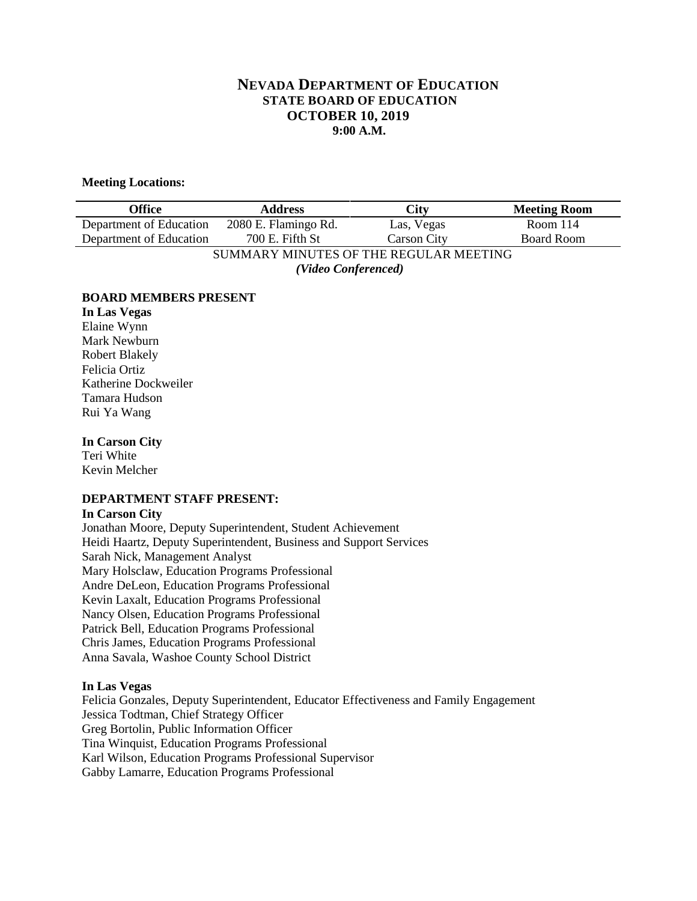# NEVADA DEPARTMENT OF EDUCATION
## STATE BOARD OF EDUCATION
## OCTOBER 10, 2019
## 9:00 A.M.

**Meeting Locations:**

| Office | Address | City | Meeting Room |
|---|---|---|---|
| Department of Education | 2080 E. Flamingo Rd. | Las, Vegas | Room 114 |
| Department of Education | 700 E. Fifth St | Carson City | Board Room |

SUMMARY MINUTES OF THE REGULAR MEETING
*(Video Conferenced)*

**BOARD MEMBERS PRESENT**

**In Las Vegas**
Elaine Wynn
Mark Newburn
Robert Blakely
Felicia Ortiz
Katherine Dockweiler
Tamara Hudson
Rui Ya Wang

**In Carson City**
Teri White
Kevin Melcher

**DEPARTMENT STAFF PRESENT:**

**In Carson City**
Jonathan Moore, Deputy Superintendent, Student Achievement
Heidi Haartz, Deputy Superintendent, Business and Support Services
Sarah Nick, Management Analyst
Mary Holsclaw, Education Programs Professional
Andre DeLeon, Education Programs Professional
Kevin Laxalt, Education Programs Professional
Nancy Olsen, Education Programs Professional
Patrick Bell, Education Programs Professional
Chris James, Education Programs Professional
Anna Savala, Washoe County School District

**In Las Vegas**
Felicia Gonzales, Deputy Superintendent, Educator Effectiveness and Family Engagement
Jessica Todtman, Chief Strategy Officer
Greg Bortolin, Public Information Officer
Tina Winquist, Education Programs Professional
Karl Wilson, Education Programs Professional Supervisor
Gabby Lamarre, Education Programs Professional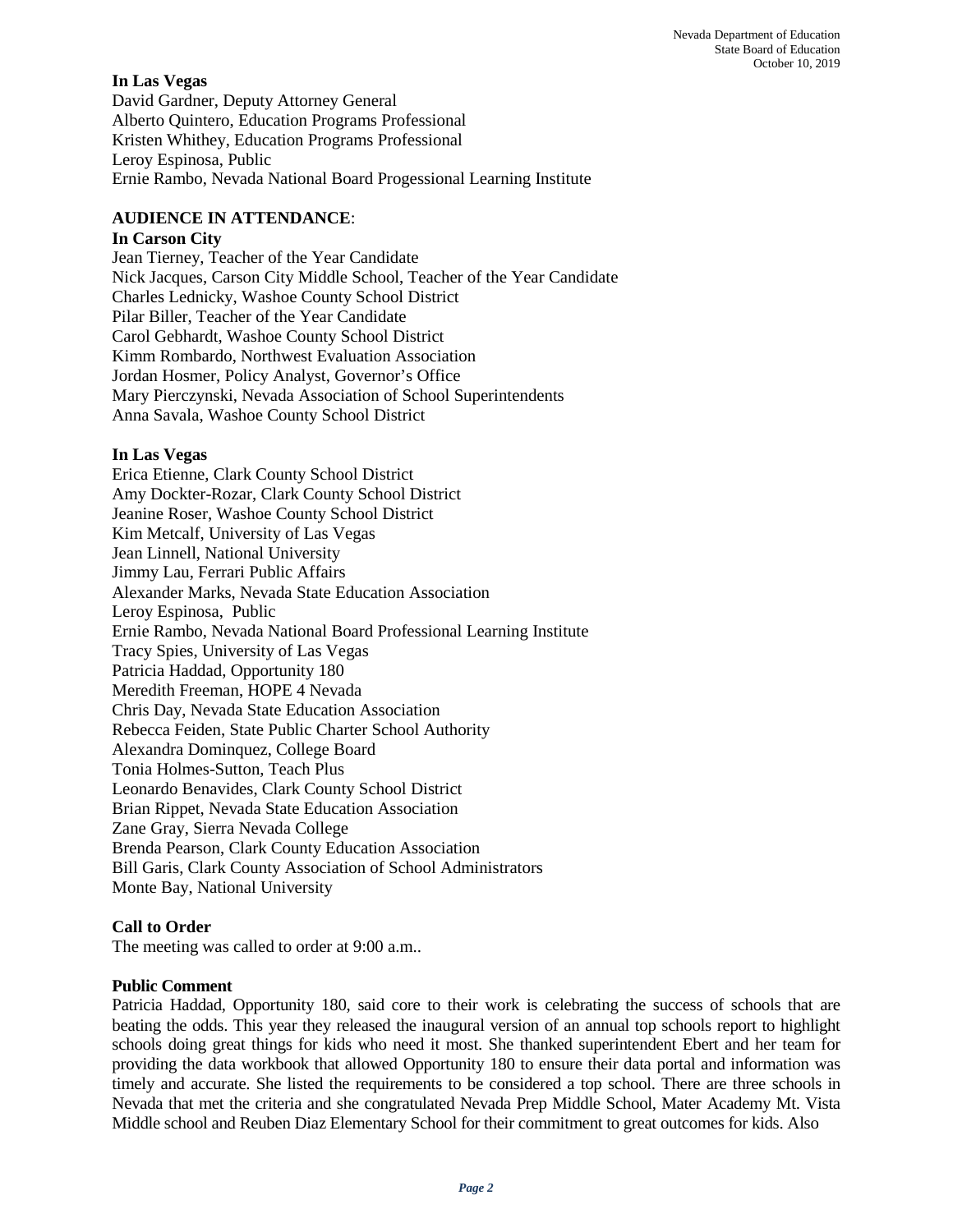**In Las Vegas**
David Gardner, Deputy Attorney General
Alberto Quintero, Education Programs Professional
Kristen Whithey, Education Programs Professional
Leroy Espinosa, Public
Ernie Rambo, Nevada National Board Progessional Learning Institute

**AUDIENCE IN ATTENDANCE**:

**In Carson City**
Jean Tierney, Teacher of the Year Candidate
Nick Jacques, Carson City Middle School, Teacher of the Year Candidate
Charles Lednicky, Washoe County School District
Pilar Biller, Teacher of the Year Candidate
Carol Gebhardt, Washoe County School District
Kimm Rombardo, Northwest Evaluation Association
Jordan Hosmer, Policy Analyst, Governor's Office
Mary Pierczynski, Nevada Association of School Superintendents
Anna Savala, Washoe County School District

**In Las Vegas**
Erica Etienne, Clark County School District
Amy Dockter-Rozar, Clark County School District
Jeanine Roser, Washoe County School District
Kim Metcalf, University of Las Vegas
Jean Linnell, National University
Jimmy Lau, Ferrari Public Affairs
Alexander Marks, Nevada State Education Association
Leroy Espinosa, Public
Ernie Rambo, Nevada National Board Professional Learning Institute
Tracy Spies, University of Las Vegas
Patricia Haddad, Opportunity 180
Meredith Freeman, HOPE 4 Nevada
Chris Day, Nevada State Education Association
Rebecca Feiden, State Public Charter School Authority
Alexandra Dominquez, College Board
Tonia Holmes-Sutton, Teach Plus
Leonardo Benavides, Clark County School District
Brian Rippet, Nevada State Education Association
Zane Gray, Sierra Nevada College
Brenda Pearson, Clark County Education Association
Bill Garis, Clark County Association of School Administrators
Monte Bay, National University

**Call to Order**
The meeting was called to order at 9:00 a.m..

**Public Comment**
Patricia Haddad, Opportunity 180, said core to their work is celebrating the success of schools that are beating the odds. This year they released the inaugural version of an annual top schools report to highlight schools doing great things for kids who need it most. She thanked superintendent Ebert and her team for providing the data workbook that allowed Opportunity 180 to ensure their data portal and information was timely and accurate. She listed the requirements to be considered a top school. There are three schools in Nevada that met the criteria and she congratulated Nevada Prep Middle School, Mater Academy Mt. Vista Middle school and Reuben Diaz Elementary School for their commitment to great outcomes for kids. Also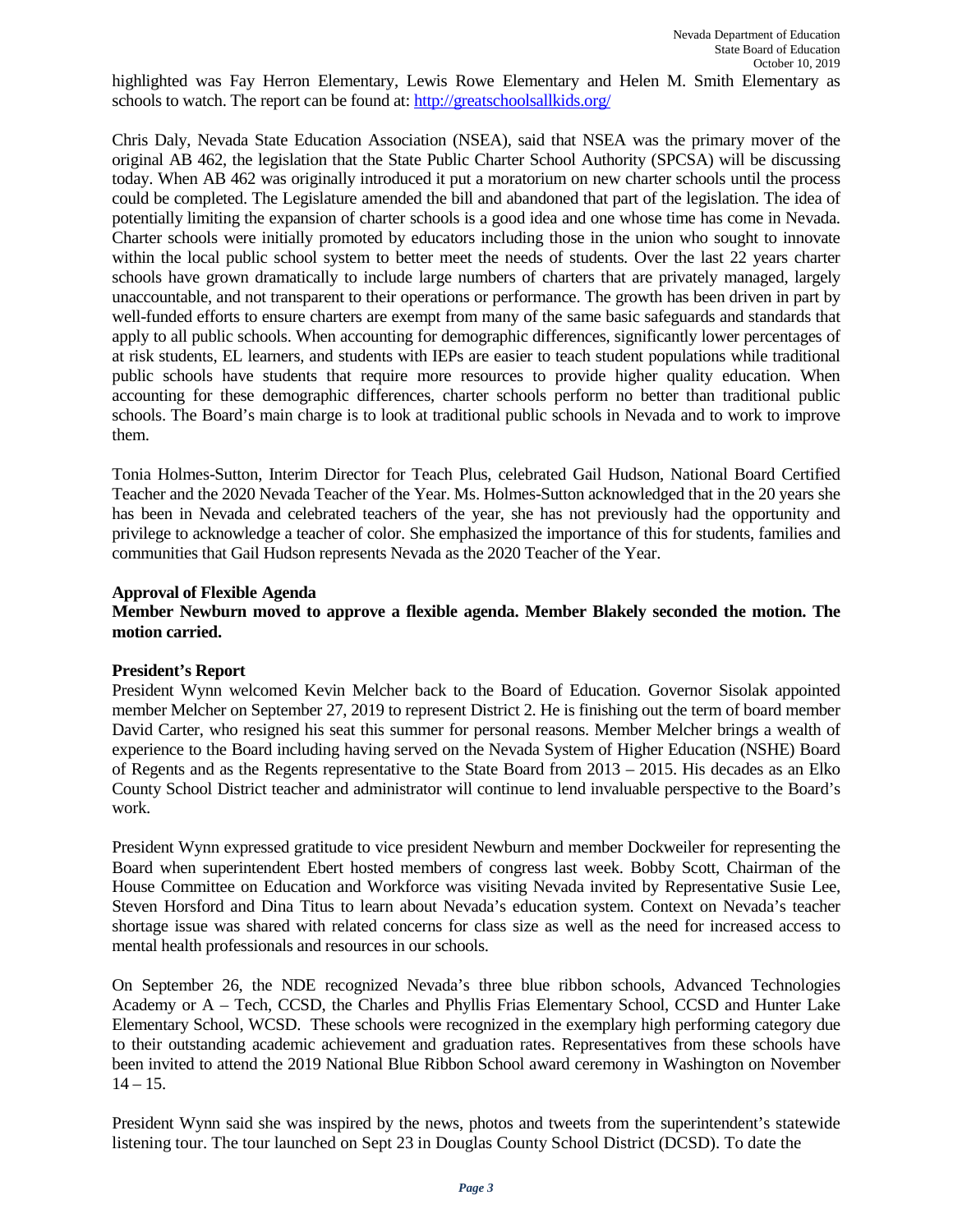highlighted was Fay Herron Elementary, Lewis Rowe Elementary and Helen M. Smith Elementary as schools to watch. The report can be found at: http://greatschoolsallkids.org/

Chris Daly, Nevada State Education Association (NSEA), said that NSEA was the primary mover of the original AB 462, the legislation that the State Public Charter School Authority (SPCSA) will be discussing today. When AB 462 was originally introduced it put a moratorium on new charter schools until the process could be completed. The Legislature amended the bill and abandoned that part of the legislation. The idea of potentially limiting the expansion of charter schools is a good idea and one whose time has come in Nevada. Charter schools were initially promoted by educators including those in the union who sought to innovate within the local public school system to better meet the needs of students. Over the last 22 years charter schools have grown dramatically to include large numbers of charters that are privately managed, largely unaccountable, and not transparent to their operations or performance. The growth has been driven in part by well-funded efforts to ensure charters are exempt from many of the same basic safeguards and standards that apply to all public schools. When accounting for demographic differences, significantly lower percentages of at risk students, EL learners, and students with IEPs are easier to teach student populations while traditional public schools have students that require more resources to provide higher quality education. When accounting for these demographic differences, charter schools perform no better than traditional public schools. The Board's main charge is to look at traditional public schools in Nevada and to work to improve them.

Tonia Holmes-Sutton, Interim Director for Teach Plus, celebrated Gail Hudson, National Board Certified Teacher and the 2020 Nevada Teacher of the Year. Ms. Holmes-Sutton acknowledged that in the 20 years she has been in Nevada and celebrated teachers of the year, she has not previously had the opportunity and privilege to acknowledge a teacher of color. She emphasized the importance of this for students, families and communities that Gail Hudson represents Nevada as the 2020 Teacher of the Year.

**Approval of Flexible Agenda**

**Member Newburn moved to approve a flexible agenda. Member Blakely seconded the motion. The motion carried.**

**President's Report**

President Wynn welcomed Kevin Melcher back to the Board of Education. Governor Sisolak appointed member Melcher on September 27, 2019 to represent District 2. He is finishing out the term of board member David Carter, who resigned his seat this summer for personal reasons. Member Melcher brings a wealth of experience to the Board including having served on the Nevada System of Higher Education (NSHE) Board of Regents and as the Regents representative to the State Board from 2013 – 2015. His decades as an Elko County School District teacher and administrator will continue to lend invaluable perspective to the Board's work.

President Wynn expressed gratitude to vice president Newburn and member Dockweiler for representing the Board when superintendent Ebert hosted members of congress last week. Bobby Scott, Chairman of the House Committee on Education and Workforce was visiting Nevada invited by Representative Susie Lee, Steven Horsford and Dina Titus to learn about Nevada's education system. Context on Nevada's teacher shortage issue was shared with related concerns for class size as well as the need for increased access to mental health professionals and resources in our schools.

On September 26, the NDE recognized Nevada's three blue ribbon schools, Advanced Technologies Academy or A – Tech, CCSD, the Charles and Phyllis Frias Elementary School, CCSD and Hunter Lake Elementary School, WCSD. These schools were recognized in the exemplary high performing category due to their outstanding academic achievement and graduation rates. Representatives from these schools have been invited to attend the 2019 National Blue Ribbon School award ceremony in Washington on November 14 – 15.

President Wynn said she was inspired by the news, photos and tweets from the superintendent's statewide listening tour. The tour launched on Sept 23 in Douglas County School District (DCSD). To date the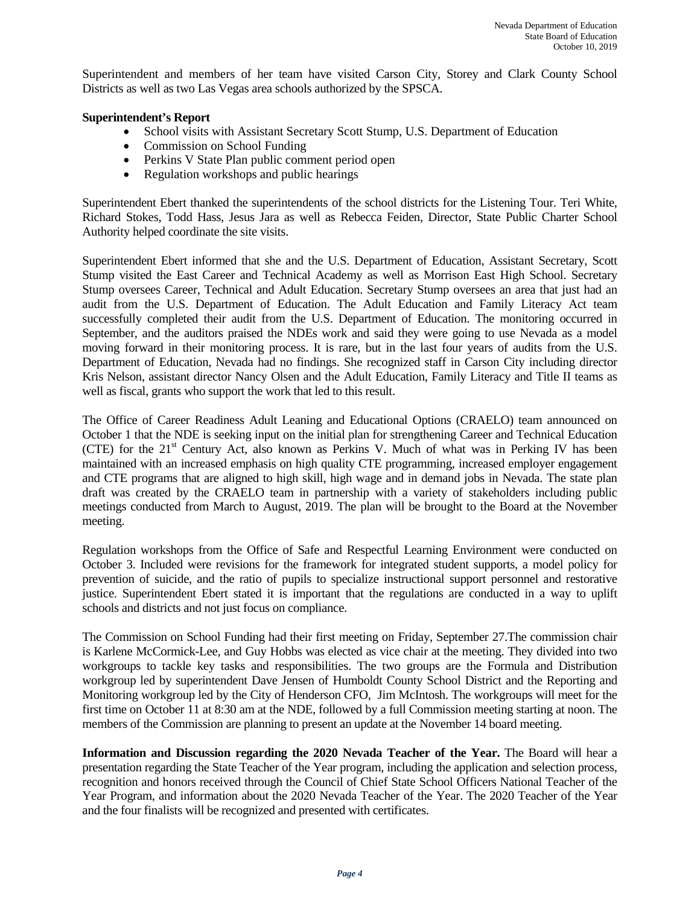Superintendent and members of her team have visited Carson City, Storey and Clark County School Districts as well as two Las Vegas area schools authorized by the SPSCA.

**Superintendent's Report**

- School visits with Assistant Secretary Scott Stump, U.S. Department of Education
- Commission on School Funding
- Perkins V State Plan public comment period open
- Regulation workshops and public hearings

Superintendent Ebert thanked the superintendents of the school districts for the Listening Tour. Teri White, Richard Stokes, Todd Hass, Jesus Jara as well as Rebecca Feiden, Director, State Public Charter School Authority helped coordinate the site visits.

Superintendent Ebert informed that she and the U.S. Department of Education, Assistant Secretary, Scott Stump visited the East Career and Technical Academy as well as Morrison East High School. Secretary Stump oversees Career, Technical and Adult Education. Secretary Stump oversees an area that just had an audit from the U.S. Department of Education. The Adult Education and Family Literacy Act team successfully completed their audit from the U.S. Department of Education. The monitoring occurred in September, and the auditors praised the NDEs work and said they were going to use Nevada as a model moving forward in their monitoring process. It is rare, but in the last four years of audits from the U.S. Department of Education, Nevada had no findings. She recognized staff in Carson City including director Kris Nelson, assistant director Nancy Olsen and the Adult Education, Family Literacy and Title II teams as well as fiscal, grants who support the work that led to this result.

The Office of Career Readiness Adult Leaning and Educational Options (CRAELO) team announced on October 1 that the NDE is seeking input on the initial plan for strengthening Career and Technical Education (CTE) for the 21st Century Act, also known as Perkins V. Much of what was in Perking IV has been maintained with an increased emphasis on high quality CTE programming, increased employer engagement and CTE programs that are aligned to high skill, high wage and in demand jobs in Nevada. The state plan draft was created by the CRAELO team in partnership with a variety of stakeholders including public meetings conducted from March to August, 2019. The plan will be brought to the Board at the November meeting.

Regulation workshops from the Office of Safe and Respectful Learning Environment were conducted on October 3. Included were revisions for the framework for integrated student supports, a model policy for prevention of suicide, and the ratio of pupils to specialize instructional support personnel and restorative justice. Superintendent Ebert stated it is important that the regulations are conducted in a way to uplift schools and districts and not just focus on compliance.

The Commission on School Funding had their first meeting on Friday, September 27.The commission chair is Karlene McCormick-Lee, and Guy Hobbs was elected as vice chair at the meeting. They divided into two workgroups to tackle key tasks and responsibilities. The two groups are the Formula and Distribution workgroup led by superintendent Dave Jensen of Humboldt County School District and the Reporting and Monitoring workgroup led by the City of Henderson CFO, Jim McIntosh. The workgroups will meet for the first time on October 11 at 8:30 am at the NDE, followed by a full Commission meeting starting at noon. The members of the Commission are planning to present an update at the November 14 board meeting.

**Information and Discussion regarding the 2020 Nevada Teacher of the Year.** The Board will hear a presentation regarding the State Teacher of the Year program, including the application and selection process, recognition and honors received through the Council of Chief State School Officers National Teacher of the Year Program, and information about the 2020 Nevada Teacher of the Year. The 2020 Teacher of the Year and the four finalists will be recognized and presented with certificates.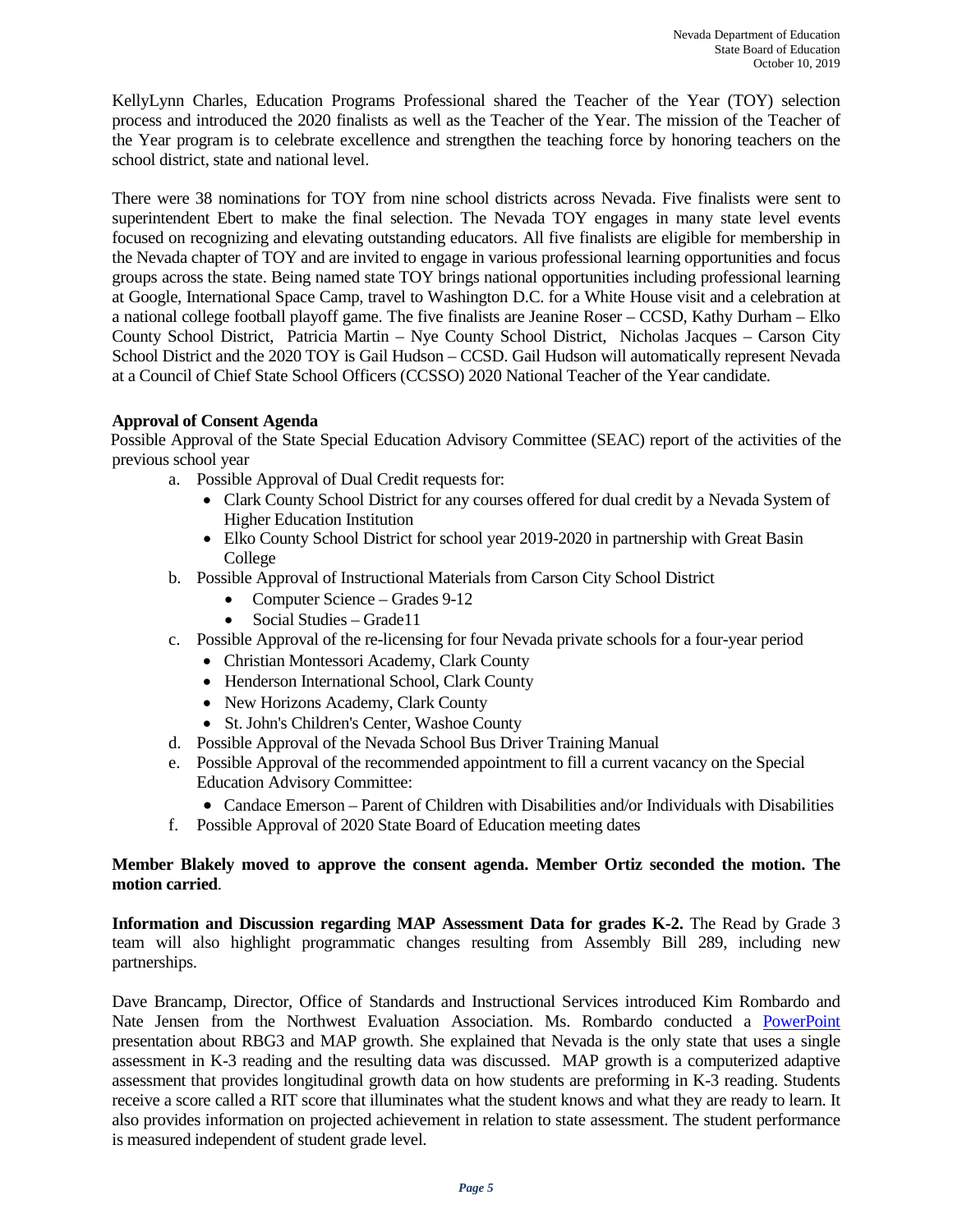KellyLynn Charles, Education Programs Professional shared the Teacher of the Year (TOY) selection process and introduced the 2020 finalists as well as the Teacher of the Year. The mission of the Teacher of the Year program is to celebrate excellence and strengthen the teaching force by honoring teachers on the school district, state and national level.

There were 38 nominations for TOY from nine school districts across Nevada. Five finalists were sent to superintendent Ebert to make the final selection. The Nevada TOY engages in many state level events focused on recognizing and elevating outstanding educators. All five finalists are eligible for membership in the Nevada chapter of TOY and are invited to engage in various professional learning opportunities and focus groups across the state. Being named state TOY brings national opportunities including professional learning at Google, International Space Camp, travel to Washington D.C. for a White House visit and a celebration at a national college football playoff game. The five finalists are Jeanine Roser – CCSD, Kathy Durham – Elko County School District, Patricia Martin – Nye County School District, Nicholas Jacques – Carson City School District and the 2020 TOY is Gail Hudson – CCSD. Gail Hudson will automatically represent Nevada at a Council of Chief State School Officers (CCSSO) 2020 National Teacher of the Year candidate.

**Approval of Consent Agenda**

Possible Approval of the State Special Education Advisory Committee (SEAC) report of the activities of the previous school year

a. Possible Approval of Dual Credit requests for:
   - Clark County School District for any courses offered for dual credit by a Nevada System of Higher Education Institution
   - Elko County School District for school year 2019-2020 in partnership with Great Basin College
b. Possible Approval of Instructional Materials from Carson City School District
   - Computer Science – Grades 9-12
   - Social Studies – Grade11
c. Possible Approval of the re-licensing for four Nevada private schools for a four-year period
   - Christian Montessori Academy, Clark County
   - Henderson International School, Clark County
   - New Horizons Academy, Clark County
   - St. John's Children's Center, Washoe County
d. Possible Approval of the Nevada School Bus Driver Training Manual
e. Possible Approval of the recommended appointment to fill a current vacancy on the Special Education Advisory Committee:
   - Candace Emerson – Parent of Children with Disabilities and/or Individuals with Disabilities
f. Possible Approval of 2020 State Board of Education meeting dates

**Member Blakely moved to approve the consent agenda. Member Ortiz seconded the motion. The motion carried**.

**Information and Discussion regarding MAP Assessment Data for grades K-2.** The Read by Grade 3 team will also highlight programmatic changes resulting from Assembly Bill 289, including new partnerships.

Dave Brancamp, Director, Office of Standards and Instructional Services introduced Kim Rombardo and Nate Jensen from the Northwest Evaluation Association. Ms. Rombardo conducted a PowerPoint presentation about RBG3 and MAP growth. She explained that Nevada is the only state that uses a single assessment in K-3 reading and the resulting data was discussed. MAP growth is a computerized adaptive assessment that provides longitudinal growth data on how students are preforming in K-3 reading. Students receive a score called a RIT score that illuminates what the student knows and what they are ready to learn. It also provides information on projected achievement in relation to state assessment. The student performance is measured independent of student grade level.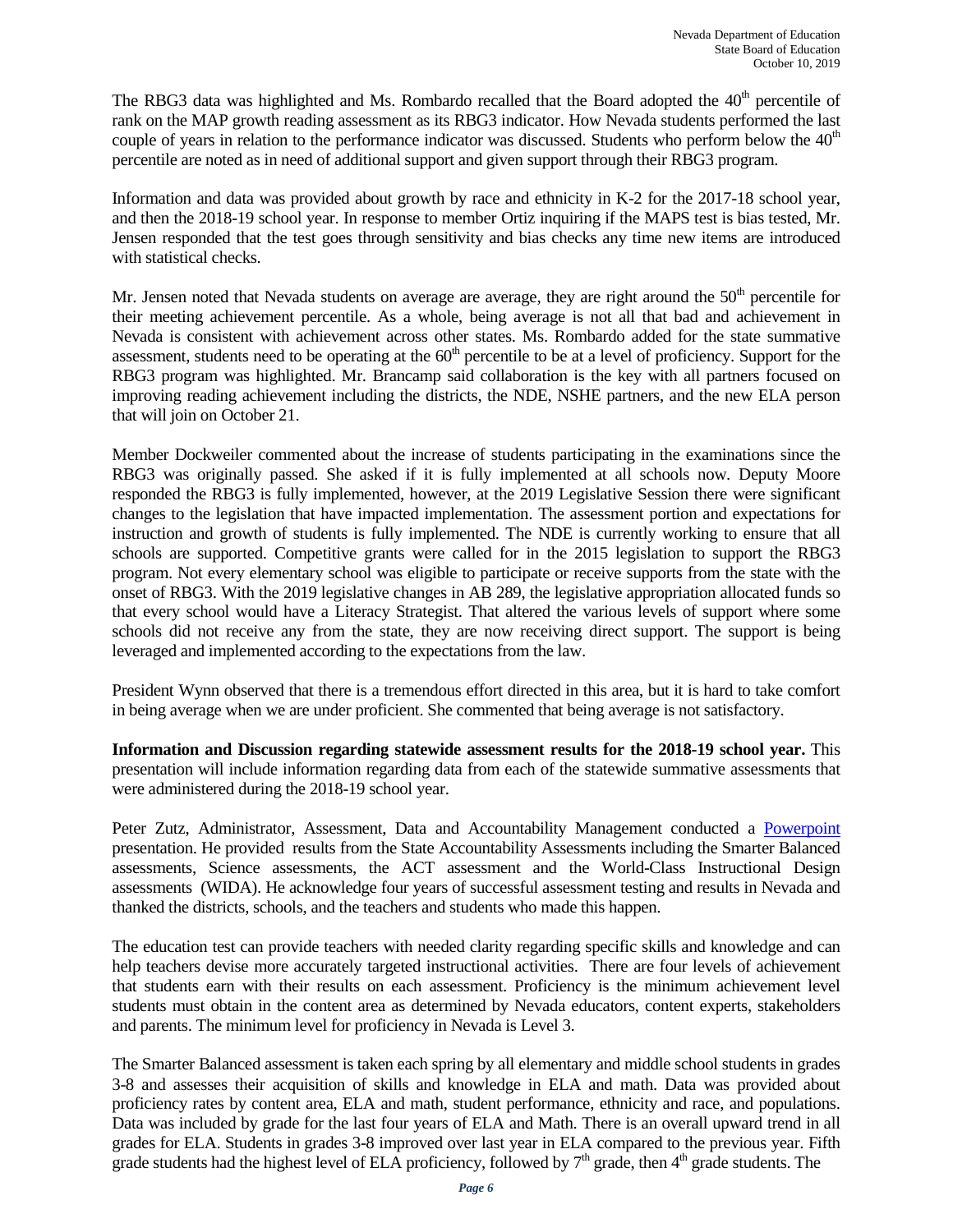The RBG3 data was highlighted and Ms. Rombardo recalled that the Board adopted the 40th percentile of rank on the MAP growth reading assessment as its RBG3 indicator. How Nevada students performed the last couple of years in relation to the performance indicator was discussed. Students who perform below the 40th percentile are noted as in need of additional support and given support through their RBG3 program.

Information and data was provided about growth by race and ethnicity in K-2 for the 2017-18 school year, and then the 2018-19 school year. In response to member Ortiz inquiring if the MAPS test is bias tested, Mr. Jensen responded that the test goes through sensitivity and bias checks any time new items are introduced with statistical checks.

Mr. Jensen noted that Nevada students on average are average, they are right around the 50th percentile for their meeting achievement percentile. As a whole, being average is not all that bad and achievement in Nevada is consistent with achievement across other states. Ms. Rombardo added for the state summative assessment, students need to be operating at the 60th percentile to be at a level of proficiency. Support for the RBG3 program was highlighted. Mr. Brancamp said collaboration is the key with all partners focused on improving reading achievement including the districts, the NDE, NSHE partners, and the new ELA person that will join on October 21.

Member Dockweiler commented about the increase of students participating in the examinations since the RBG3 was originally passed. She asked if it is fully implemented at all schools now. Deputy Moore responded the RBG3 is fully implemented, however, at the 2019 Legislative Session there were significant changes to the legislation that have impacted implementation. The assessment portion and expectations for instruction and growth of students is fully implemented. The NDE is currently working to ensure that all schools are supported. Competitive grants were called for in the 2015 legislation to support the RBG3 program. Not every elementary school was eligible to participate or receive supports from the state with the onset of RBG3. With the 2019 legislative changes in AB 289, the legislative appropriation allocated funds so that every school would have a Literacy Strategist. That altered the various levels of support where some schools did not receive any from the state, they are now receiving direct support. The support is being leveraged and implemented according to the expectations from the law.

President Wynn observed that there is a tremendous effort directed in this area, but it is hard to take comfort in being average when we are under proficient. She commented that being average is not satisfactory.

**Information and Discussion regarding statewide assessment results for the 2018-19 school year.** This presentation will include information regarding data from each of the statewide summative assessments that were administered during the 2018-19 school year.

Peter Zutz, Administrator, Assessment, Data and Accountability Management conducted a Powerpoint presentation. He provided results from the State Accountability Assessments including the Smarter Balanced assessments, Science assessments, the ACT assessment and the World-Class Instructional Design assessments (WIDA). He acknowledge four years of successful assessment testing and results in Nevada and thanked the districts, schools, and the teachers and students who made this happen.

The education test can provide teachers with needed clarity regarding specific skills and knowledge and can help teachers devise more accurately targeted instructional activities. There are four levels of achievement that students earn with their results on each assessment. Proficiency is the minimum achievement level students must obtain in the content area as determined by Nevada educators, content experts, stakeholders and parents. The minimum level for proficiency in Nevada is Level 3.

The Smarter Balanced assessment is taken each spring by all elementary and middle school students in grades 3-8 and assesses their acquisition of skills and knowledge in ELA and math. Data was provided about proficiency rates by content area, ELA and math, student performance, ethnicity and race, and populations. Data was included by grade for the last four years of ELA and Math. There is an overall upward trend in all grades for ELA. Students in grades 3-8 improved over last year in ELA compared to the previous year. Fifth grade students had the highest level of ELA proficiency, followed by 7th grade, then 4th grade students. The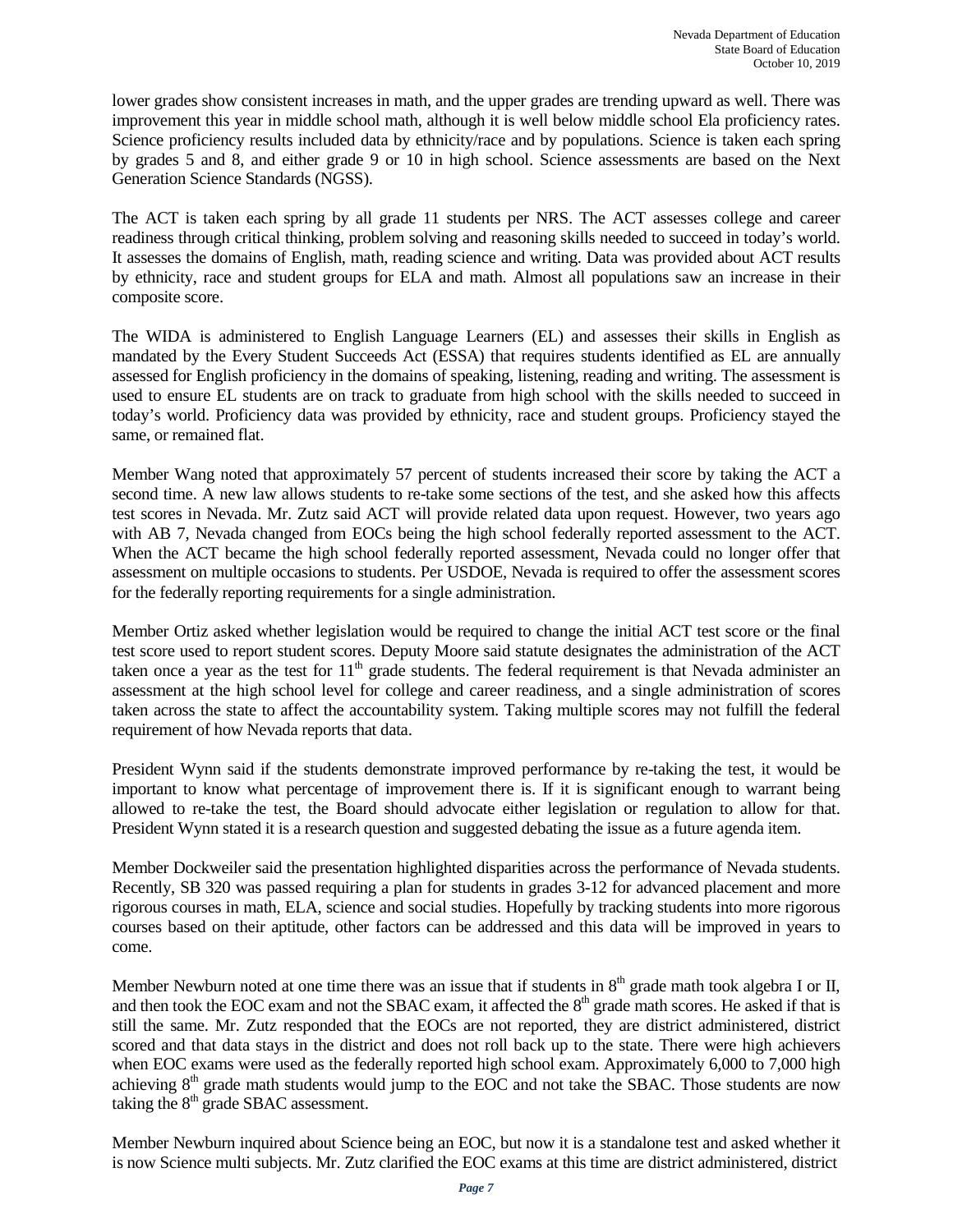lower grades show consistent increases in math, and the upper grades are trending upward as well. There was improvement this year in middle school math, although it is well below middle school Ela proficiency rates. Science proficiency results included data by ethnicity/race and by populations. Science is taken each spring by grades 5 and 8, and either grade 9 or 10 in high school. Science assessments are based on the Next Generation Science Standards (NGSS).

The ACT is taken each spring by all grade 11 students per NRS. The ACT assesses college and career readiness through critical thinking, problem solving and reasoning skills needed to succeed in today's world. It assesses the domains of English, math, reading science and writing. Data was provided about ACT results by ethnicity, race and student groups for ELA and math. Almost all populations saw an increase in their composite score.

The WIDA is administered to English Language Learners (EL) and assesses their skills in English as mandated by the Every Student Succeeds Act (ESSA) that requires students identified as EL are annually assessed for English proficiency in the domains of speaking, listening, reading and writing. The assessment is used to ensure EL students are on track to graduate from high school with the skills needed to succeed in today's world. Proficiency data was provided by ethnicity, race and student groups. Proficiency stayed the same, or remained flat.

Member Wang noted that approximately 57 percent of students increased their score by taking the ACT a second time. A new law allows students to re-take some sections of the test, and she asked how this affects test scores in Nevada. Mr. Zutz said ACT will provide related data upon request. However, two years ago with AB 7, Nevada changed from EOCs being the high school federally reported assessment to the ACT. When the ACT became the high school federally reported assessment, Nevada could no longer offer that assessment on multiple occasions to students. Per USDOE, Nevada is required to offer the assessment scores for the federally reporting requirements for a single administration.

Member Ortiz asked whether legislation would be required to change the initial ACT test score or the final test score used to report student scores. Deputy Moore said statute designates the administration of the ACT taken once a year as the test for 11th grade students. The federal requirement is that Nevada administer an assessment at the high school level for college and career readiness, and a single administration of scores taken across the state to affect the accountability system. Taking multiple scores may not fulfill the federal requirement of how Nevada reports that data.

President Wynn said if the students demonstrate improved performance by re-taking the test, it would be important to know what percentage of improvement there is. If it is significant enough to warrant being allowed to re-take the test, the Board should advocate either legislation or regulation to allow for that. President Wynn stated it is a research question and suggested debating the issue as a future agenda item.

Member Dockweiler said the presentation highlighted disparities across the performance of Nevada students. Recently, SB 320 was passed requiring a plan for students in grades 3-12 for advanced placement and more rigorous courses in math, ELA, science and social studies. Hopefully by tracking students into more rigorous courses based on their aptitude, other factors can be addressed and this data will be improved in years to come.

Member Newburn noted at one time there was an issue that if students in 8th grade math took algebra I or II, and then took the EOC exam and not the SBAC exam, it affected the 8th grade math scores. He asked if that is still the same. Mr. Zutz responded that the EOCs are not reported, they are district administered, district scored and that data stays in the district and does not roll back up to the state. There were high achievers when EOC exams were used as the federally reported high school exam. Approximately 6,000 to 7,000 high achieving 8th grade math students would jump to the EOC and not take the SBAC. Those students are now taking the 8th grade SBAC assessment.

Member Newburn inquired about Science being an EOC, but now it is a standalone test and asked whether it is now Science multi subjects. Mr. Zutz clarified the EOC exams at this time are district administered, district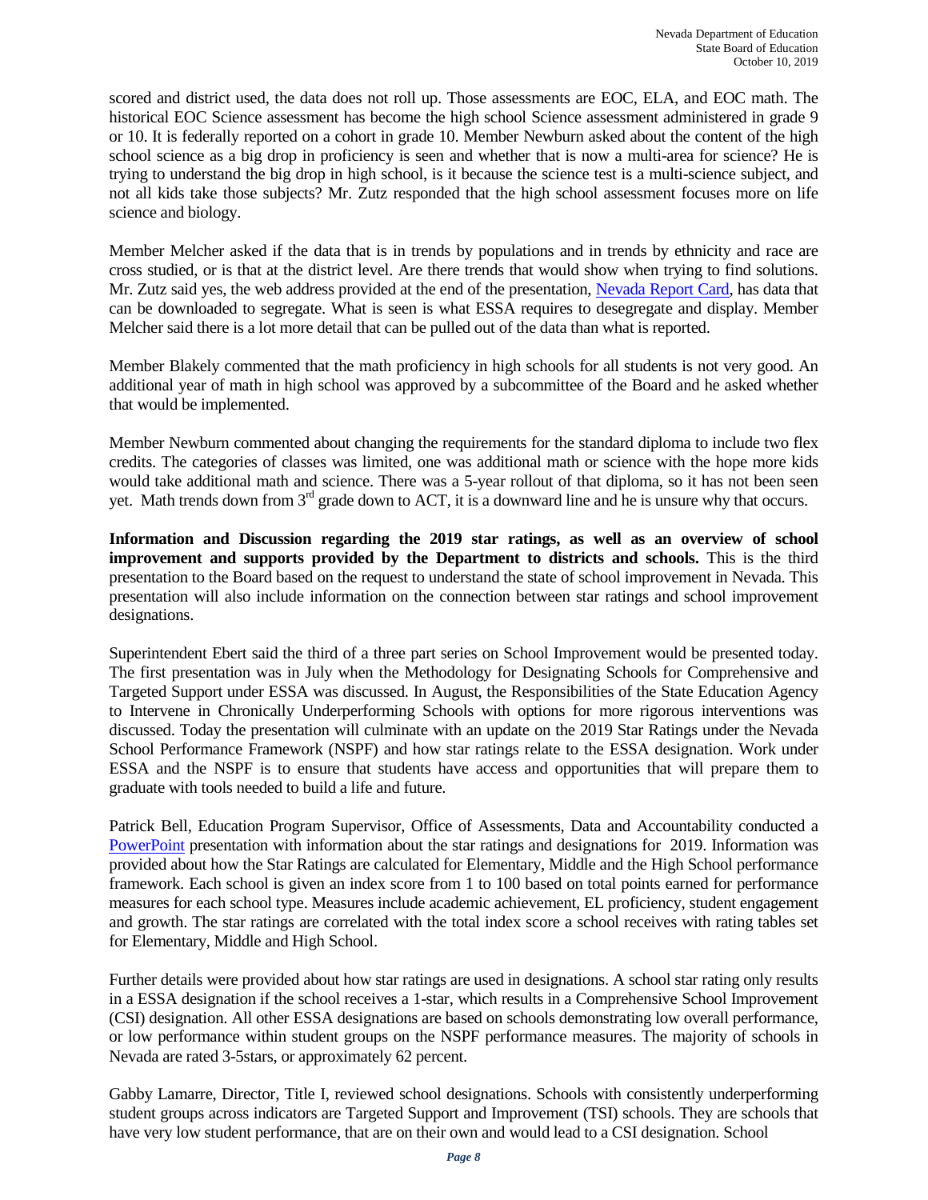scored and district used, the data does not roll up. Those assessments are EOC, ELA, and EOC math. The historical EOC Science assessment has become the high school Science assessment administered in grade 9 or 10. It is federally reported on a cohort in grade 10. Member Newburn asked about the content of the high school science as a big drop in proficiency is seen and whether that is now a multi-area for science? He is trying to understand the big drop in high school, is it because the science test is a multi-science subject, and not all kids take those subjects? Mr. Zutz responded that the high school assessment focuses more on life science and biology.

Member Melcher asked if the data that is in trends by populations and in trends by ethnicity and race are cross studied, or is that at the district level. Are there trends that would show when trying to find solutions. Mr. Zutz said yes, the web address provided at the end of the presentation, Nevada Report Card, has data that can be downloaded to segregate. What is seen is what ESSA requires to desegregate and display. Member Melcher said there is a lot more detail that can be pulled out of the data than what is reported.

Member Blakely commented that the math proficiency in high schools for all students is not very good. An additional year of math in high school was approved by a subcommittee of the Board and he asked whether that would be implemented.

Member Newburn commented about changing the requirements for the standard diploma to include two flex credits. The categories of classes was limited, one was additional math or science with the hope more kids would take additional math and science. There was a 5-year rollout of that diploma, so it has not been seen yet. Math trends down from 3rd grade down to ACT, it is a downward line and he is unsure why that occurs.

**Information and Discussion regarding the 2019 star ratings, as well as an overview of school improvement and supports provided by the Department to districts and schools.** This is the third presentation to the Board based on the request to understand the state of school improvement in Nevada. This presentation will also include information on the connection between star ratings and school improvement designations.

Superintendent Ebert said the third of a three part series on School Improvement would be presented today. The first presentation was in July when the Methodology for Designating Schools for Comprehensive and Targeted Support under ESSA was discussed. In August, the Responsibilities of the State Education Agency to Intervene in Chronically Underperforming Schools with options for more rigorous interventions was discussed. Today the presentation will culminate with an update on the 2019 Star Ratings under the Nevada School Performance Framework (NSPF) and how star ratings relate to the ESSA designation. Work under ESSA and the NSPF is to ensure that students have access and opportunities that will prepare them to graduate with tools needed to build a life and future.

Patrick Bell, Education Program Supervisor, Office of Assessments, Data and Accountability conducted a PowerPoint presentation with information about the star ratings and designations for 2019. Information was provided about how the Star Ratings are calculated for Elementary, Middle and the High School performance framework. Each school is given an index score from 1 to 100 based on total points earned for performance measures for each school type. Measures include academic achievement, EL proficiency, student engagement and growth. The star ratings are correlated with the total index score a school receives with rating tables set for Elementary, Middle and High School.

Further details were provided about how star ratings are used in designations. A school star rating only results in a ESSA designation if the school receives a 1-star, which results in a Comprehensive School Improvement (CSI) designation. All other ESSA designations are based on schools demonstrating low overall performance, or low performance within student groups on the NSPF performance measures. The majority of schools in Nevada are rated 3-5stars, or approximately 62 percent.

Gabby Lamarre, Director, Title I, reviewed school designations. Schools with consistently underperforming student groups across indicators are Targeted Support and Improvement (TSI) schools. They are schools that have very low student performance, that are on their own and would lead to a CSI designation. School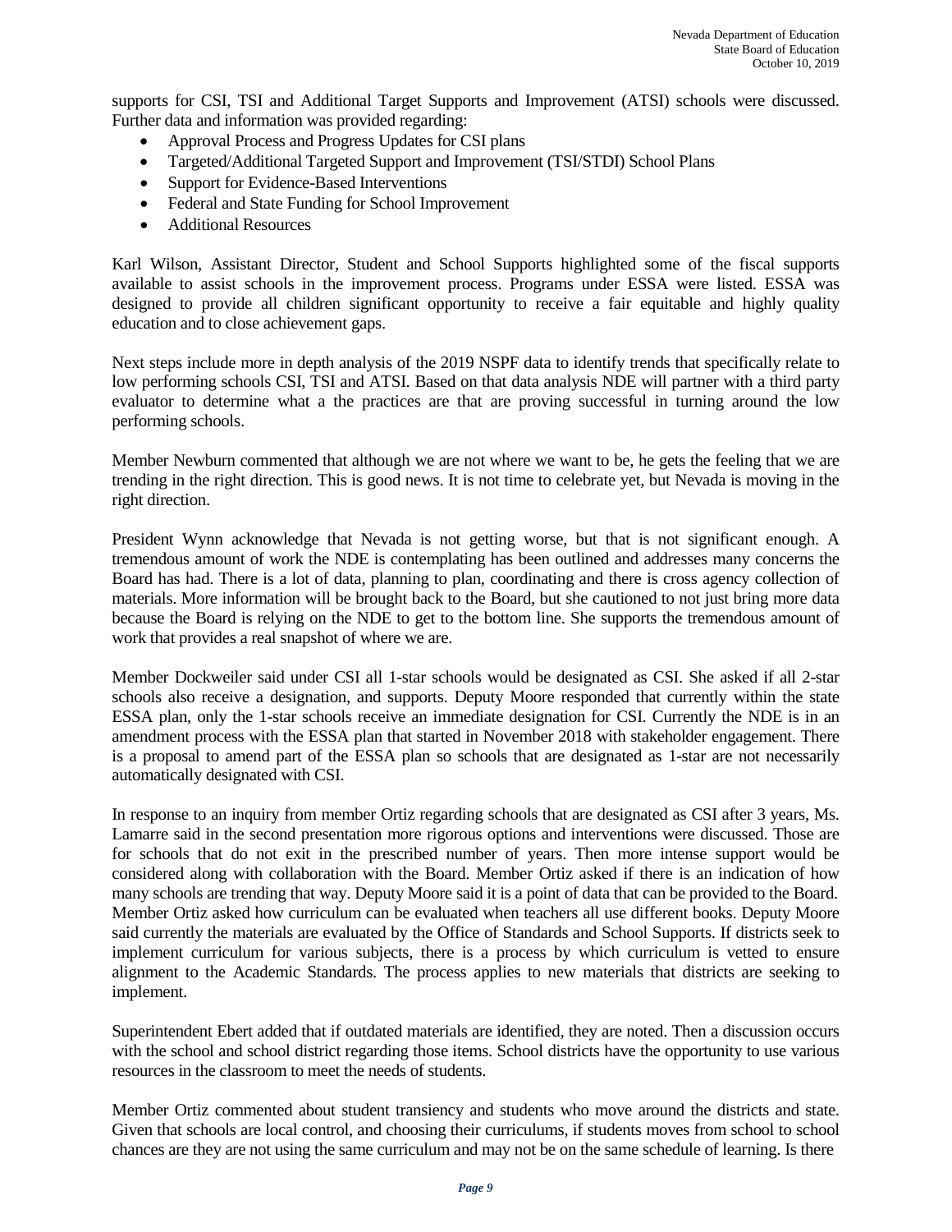supports for CSI, TSI and Additional Target Supports and Improvement (ATSI) schools were discussed. Further data and information was provided regarding:

- Approval Process and Progress Updates for CSI plans
- Targeted/Additional Targeted Support and Improvement (TSI/STDI) School Plans
- Support for Evidence-Based Interventions
- Federal and State Funding for School Improvement
- Additional Resources

Karl Wilson, Assistant Director, Student and School Supports highlighted some of the fiscal supports available to assist schools in the improvement process. Programs under ESSA were listed. ESSA was designed to provide all children significant opportunity to receive a fair equitable and highly quality education and to close achievement gaps.

Next steps include more in depth analysis of the 2019 NSPF data to identify trends that specifically relate to low performing schools CSI, TSI and ATSI. Based on that data analysis NDE will partner with a third party evaluator to determine what a the practices are that are proving successful in turning around the low performing schools.

Member Newburn commented that although we are not where we want to be, he gets the feeling that we are trending in the right direction. This is good news. It is not time to celebrate yet, but Nevada is moving in the right direction.

President Wynn acknowledge that Nevada is not getting worse, but that is not significant enough. A tremendous amount of work the NDE is contemplating has been outlined and addresses many concerns the Board has had. There is a lot of data, planning to plan, coordinating and there is cross agency collection of materials. More information will be brought back to the Board, but she cautioned to not just bring more data because the Board is relying on the NDE to get to the bottom line. She supports the tremendous amount of work that provides a real snapshot of where we are.

Member Dockweiler said under CSI all 1-star schools would be designated as CSI. She asked if all 2-star schools also receive a designation, and supports. Deputy Moore responded that currently within the state ESSA plan, only the 1-star schools receive an immediate designation for CSI. Currently the NDE is in an amendment process with the ESSA plan that started in November 2018 with stakeholder engagement. There is a proposal to amend part of the ESSA plan so schools that are designated as 1-star are not necessarily automatically designated with CSI.

In response to an inquiry from member Ortiz regarding schools that are designated as CSI after 3 years, Ms. Lamarre said in the second presentation more rigorous options and interventions were discussed. Those are for schools that do not exit in the prescribed number of years. Then more intense support would be considered along with collaboration with the Board. Member Ortiz asked if there is an indication of how many schools are trending that way. Deputy Moore said it is a point of data that can be provided to the Board. Member Ortiz asked how curriculum can be evaluated when teachers all use different books. Deputy Moore said currently the materials are evaluated by the Office of Standards and School Supports. If districts seek to implement curriculum for various subjects, there is a process by which curriculum is vetted to ensure alignment to the Academic Standards. The process applies to new materials that districts are seeking to implement.

Superintendent Ebert added that if outdated materials are identified, they are noted. Then a discussion occurs with the school and school district regarding those items. School districts have the opportunity to use various resources in the classroom to meet the needs of students.

Member Ortiz commented about student transiency and students who move around the districts and state. Given that schools are local control, and choosing their curriculums, if students moves from school to school chances are they are not using the same curriculum and may not be on the same schedule of learning. Is there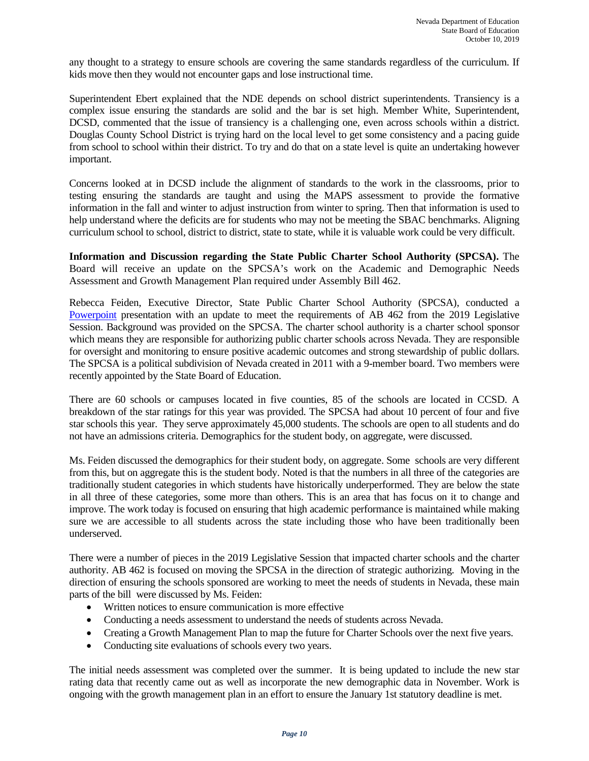any thought to a strategy to ensure schools are covering the same standards regardless of the curriculum. If kids move then they would not encounter gaps and lose instructional time.

Superintendent Ebert explained that the NDE depends on school district superintendents. Transiency is a complex issue ensuring the standards are solid and the bar is set high. Member White, Superintendent, DCSD, commented that the issue of transiency is a challenging one, even across schools within a district. Douglas County School District is trying hard on the local level to get some consistency and a pacing guide from school to school within their district. To try and do that on a state level is quite an undertaking however important.

Concerns looked at in DCSD include the alignment of standards to the work in the classrooms, prior to testing ensuring the standards are taught and using the MAPS assessment to provide the formative information in the fall and winter to adjust instruction from winter to spring. Then that information is used to help understand where the deficits are for students who may not be meeting the SBAC benchmarks. Aligning curriculum school to school, district to district, state to state, while it is valuable work could be very difficult.

**Information and Discussion regarding the State Public Charter School Authority (SPCSA).** The Board will receive an update on the SPCSA's work on the Academic and Demographic Needs Assessment and Growth Management Plan required under Assembly Bill 462.

Rebecca Feiden, Executive Director, State Public Charter School Authority (SPCSA), conducted a Powerpoint presentation with an update to meet the requirements of AB 462 from the 2019 Legislative Session. Background was provided on the SPCSA. The charter school authority is a charter school sponsor which means they are responsible for authorizing public charter schools across Nevada. They are responsible for oversight and monitoring to ensure positive academic outcomes and strong stewardship of public dollars. The SPCSA is a political subdivision of Nevada created in 2011 with a 9-member board. Two members were recently appointed by the State Board of Education.

There are 60 schools or campuses located in five counties, 85 of the schools are located in CCSD. A breakdown of the star ratings for this year was provided. The SPCSA had about 10 percent of four and five star schools this year. They serve approximately 45,000 students. The schools are open to all students and do not have an admissions criteria. Demographics for the student body, on aggregate, were discussed.

Ms. Feiden discussed the demographics for their student body, on aggregate. Some schools are very different from this, but on aggregate this is the student body. Noted is that the numbers in all three of the categories are traditionally student categories in which students have historically underperformed. They are below the state in all three of these categories, some more than others. This is an area that has focus on it to change and improve. The work today is focused on ensuring that high academic performance is maintained while making sure we are accessible to all students across the state including those who have been traditionally been underserved.

There were a number of pieces in the 2019 Legislative Session that impacted charter schools and the charter authority. AB 462 is focused on moving the SPCSA in the direction of strategic authorizing. Moving in the direction of ensuring the schools sponsored are working to meet the needs of students in Nevada, these main parts of the bill were discussed by Ms. Feiden:

- Written notices to ensure communication is more effective
- Conducting a needs assessment to understand the needs of students across Nevada.
- Creating a Growth Management Plan to map the future for Charter Schools over the next five years.
- Conducting site evaluations of schools every two years.

The initial needs assessment was completed over the summer. It is being updated to include the new star rating data that recently came out as well as incorporate the new demographic data in November. Work is ongoing with the growth management plan in an effort to ensure the January 1st statutory deadline is met.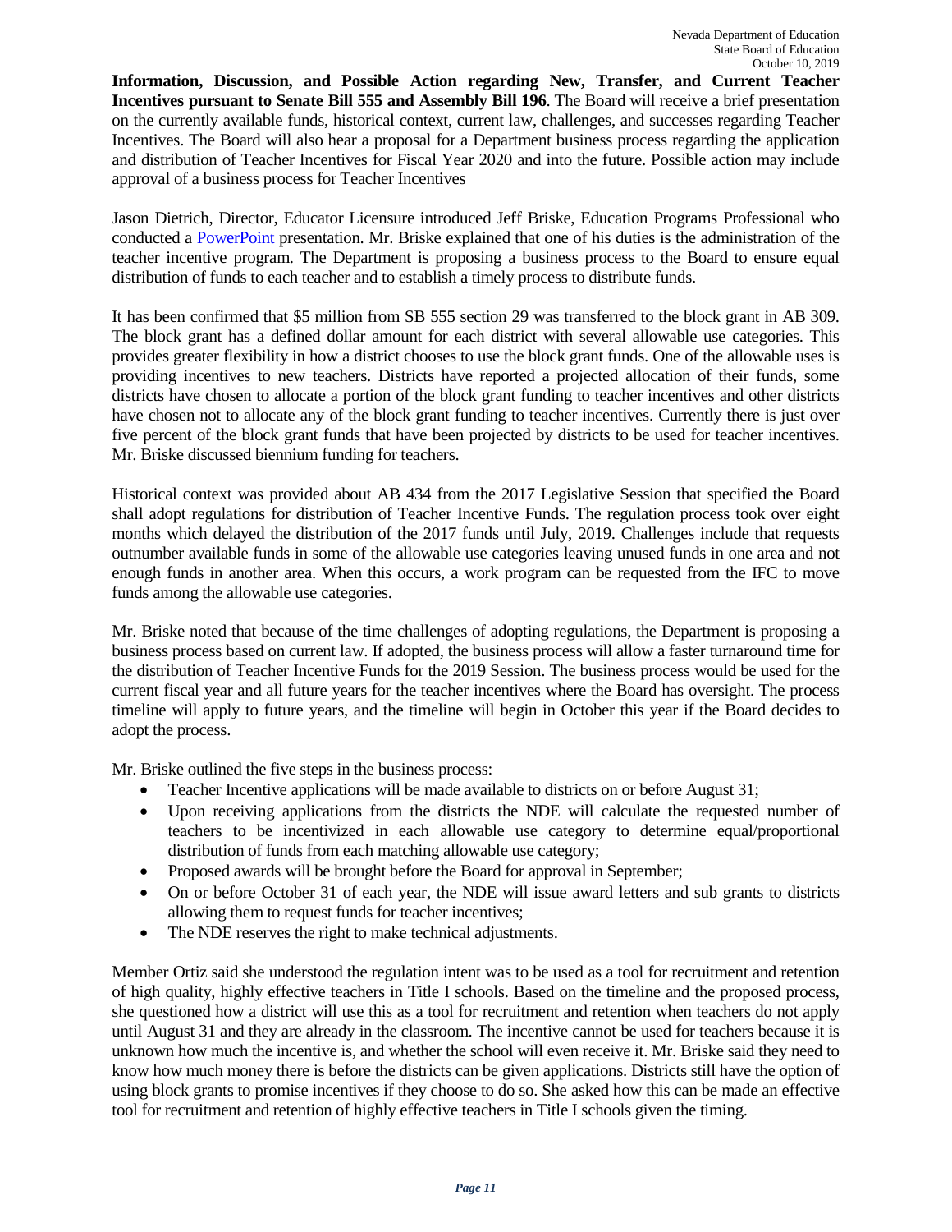**Information, Discussion, and Possible Action regarding New, Transfer, and Current Teacher Incentives pursuant to Senate Bill 555 and Assembly Bill 196**. The Board will receive a brief presentation on the currently available funds, historical context, current law, challenges, and successes regarding Teacher Incentives. The Board will also hear a proposal for a Department business process regarding the application and distribution of Teacher Incentives for Fiscal Year 2020 and into the future. Possible action may include approval of a business process for Teacher Incentives

Jason Dietrich, Director, Educator Licensure introduced Jeff Briske, Education Programs Professional who conducted a PowerPoint presentation. Mr. Briske explained that one of his duties is the administration of the teacher incentive program. The Department is proposing a business process to the Board to ensure equal distribution of funds to each teacher and to establish a timely process to distribute funds.

It has been confirmed that $5 million from SB 555 section 29 was transferred to the block grant in AB 309. The block grant has a defined dollar amount for each district with several allowable use categories. This provides greater flexibility in how a district chooses to use the block grant funds. One of the allowable uses is providing incentives to new teachers. Districts have reported a projected allocation of their funds, some districts have chosen to allocate a portion of the block grant funding to teacher incentives and other districts have chosen not to allocate any of the block grant funding to teacher incentives. Currently there is just over five percent of the block grant funds that have been projected by districts to be used for teacher incentives. Mr. Briske discussed biennium funding for teachers.

Historical context was provided about AB 434 from the 2017 Legislative Session that specified the Board shall adopt regulations for distribution of Teacher Incentive Funds. The regulation process took over eight months which delayed the distribution of the 2017 funds until July, 2019. Challenges include that requests outnumber available funds in some of the allowable use categories leaving unused funds in one area and not enough funds in another area. When this occurs, a work program can be requested from the IFC to move funds among the allowable use categories.

Mr. Briske noted that because of the time challenges of adopting regulations, the Department is proposing a business process based on current law. If adopted, the business process will allow a faster turnaround time for the distribution of Teacher Incentive Funds for the 2019 Session. The business process would be used for the current fiscal year and all future years for the teacher incentives where the Board has oversight. The process timeline will apply to future years, and the timeline will begin in October this year if the Board decides to adopt the process.

Mr. Briske outlined the five steps in the business process:

- Teacher Incentive applications will be made available to districts on or before August 31;
- Upon receiving applications from the districts the NDE will calculate the requested number of teachers to be incentivized in each allowable use category to determine equal/proportional distribution of funds from each matching allowable use category;
- Proposed awards will be brought before the Board for approval in September;
- On or before October 31 of each year, the NDE will issue award letters and sub grants to districts allowing them to request funds for teacher incentives;
- The NDE reserves the right to make technical adjustments.

Member Ortiz said she understood the regulation intent was to be used as a tool for recruitment and retention of high quality, highly effective teachers in Title I schools. Based on the timeline and the proposed process, she questioned how a district will use this as a tool for recruitment and retention when teachers do not apply until August 31 and they are already in the classroom. The incentive cannot be used for teachers because it is unknown how much the incentive is, and whether the school will even receive it. Mr. Briske said they need to know how much money there is before the districts can be given applications. Districts still have the option of using block grants to promise incentives if they choose to do so. She asked how this can be made an effective tool for recruitment and retention of highly effective teachers in Title I schools given the timing.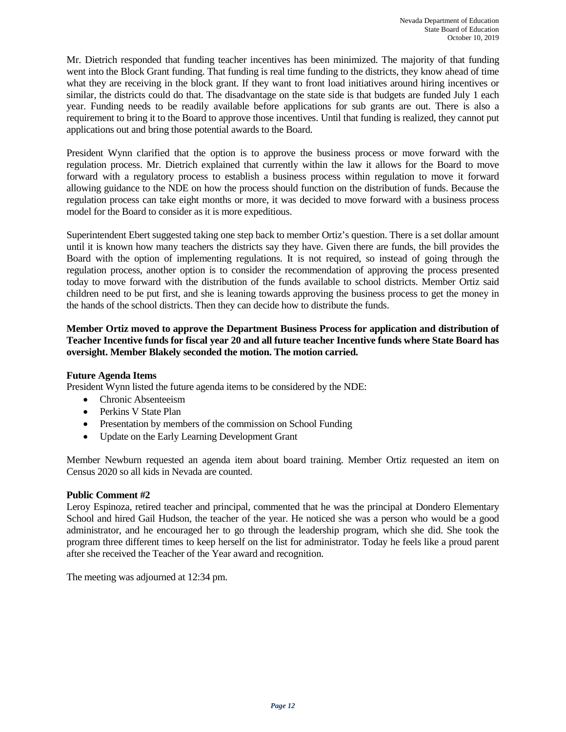Mr. Dietrich responded that funding teacher incentives has been minimized. The majority of that funding went into the Block Grant funding. That funding is real time funding to the districts, they know ahead of time what they are receiving in the block grant. If they want to front load initiatives around hiring incentives or similar, the districts could do that. The disadvantage on the state side is that budgets are funded July 1 each year. Funding needs to be readily available before applications for sub grants are out. There is also a requirement to bring it to the Board to approve those incentives. Until that funding is realized, they cannot put applications out and bring those potential awards to the Board.

President Wynn clarified that the option is to approve the business process or move forward with the regulation process. Mr. Dietrich explained that currently within the law it allows for the Board to move forward with a regulatory process to establish a business process within regulation to move it forward allowing guidance to the NDE on how the process should function on the distribution of funds. Because the regulation process can take eight months or more, it was decided to move forward with a business process model for the Board to consider as it is more expeditious.

Superintendent Ebert suggested taking one step back to member Ortiz's question. There is a set dollar amount until it is known how many teachers the districts say they have. Given there are funds, the bill provides the Board with the option of implementing regulations. It is not required, so instead of going through the regulation process, another option is to consider the recommendation of approving the process presented today to move forward with the distribution of the funds available to school districts. Member Ortiz said children need to be put first, and she is leaning towards approving the business process to get the money in the hands of the school districts. Then they can decide how to distribute the funds.

**Member Ortiz moved to approve the Department Business Process for application and distribution of Teacher Incentive funds for fiscal year 20 and all future teacher Incentive funds where State Board has oversight. Member Blakely seconded the motion. The motion carried.**

**Future Agenda Items**

President Wynn listed the future agenda items to be considered by the NDE:

- Chronic Absenteeism
- Perkins V State Plan
- Presentation by members of the commission on School Funding
- Update on the Early Learning Development Grant

Member Newburn requested an agenda item about board training. Member Ortiz requested an item on Census 2020 so all kids in Nevada are counted.

**Public Comment #2**

Leroy Espinoza, retired teacher and principal, commented that he was the principal at Dondero Elementary School and hired Gail Hudson, the teacher of the year. He noticed she was a person who would be a good administrator, and he encouraged her to go through the leadership program, which she did. She took the program three different times to keep herself on the list for administrator. Today he feels like a proud parent after she received the Teacher of the Year award and recognition.

The meeting was adjourned at 12:34 pm.